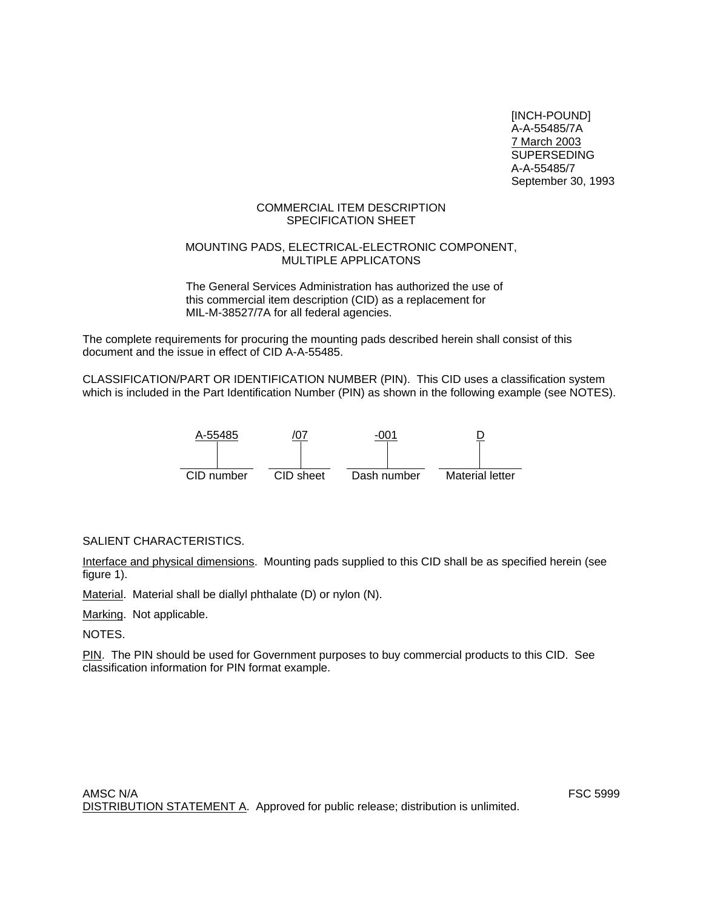[INCH-POUND]
A-A-55485/7A
7 March 2003
SUPERSEDING
A-A-55485/7
September 30, 1993

# COMMERCIAL ITEM DESCRIPTION
# SPECIFICATION SHEET

## MOUNTING PADS, ELECTRICAL-ELECTRONIC COMPONENT, MULTIPLE APPLICATONS

The General Services Administration has authorized the use of this commercial item description (CID) as a replacement for MIL-M-38527/7A for all federal agencies.

The complete requirements for procuring the mounting pads described herein shall consist of this document and the issue in effect of CID A-A-55485.

CLASSIFICATION/PART OR IDENTIFICATION NUMBER (PIN). This CID uses a classification system which is included in the Part Identification Number (PIN) as shown in the following example (see NOTES).

| A-55485 | /07 | -001 | D |
|---|---|---|---|
| CID number | CID sheet | Dash number | Material letter |

SALIENT CHARACTERISTICS.

Interface and physical dimensions. Mounting pads supplied to this CID shall be as specified herein (see figure 1).

Material. Material shall be diallyl phthalate (D) or nylon (N).

Marking. Not applicable.

NOTES.

PIN. The PIN should be used for Government purposes to buy commercial products to this CID. See classification information for PIN format example.

AMSC N/A FSC 5999

DISTRIBUTION STATEMENT A. Approved for public release; distribution is unlimited.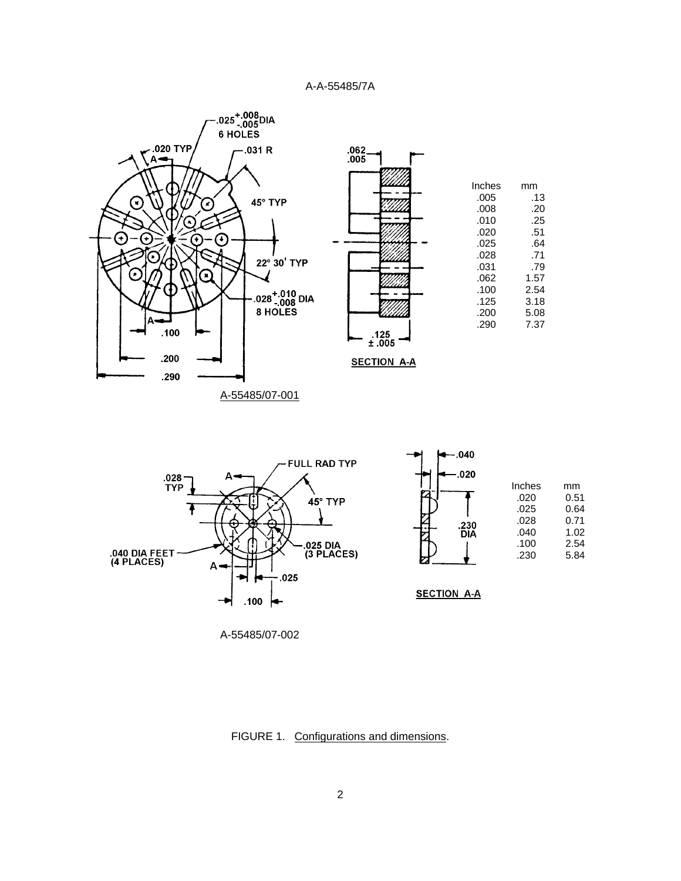| Inches | mm |
|---|---|
| .005 | .13 |
| .008 | .20 |
| .010 | .25 |
| .020 | .51 |
| .025 | .64 |
| .028 | .71 |
| .031 | .79 |
| .062 | 1.57 |
| .100 | 2.54 |
| .125 | 3.18 |
| .200 | 5.08 |
| .290 | 7.37 |

A-55485/07-001

| Inches | mm |
|---|---|
| .020 | 0.51 |
| .025 | 0.64 |
| .028 | 0.71 |
| .040 | 1.02 |
| .100 | 2.54 |
| .230 | 5.84 |

A-55485/07-002

FIGURE 1. Configurations and dimensions.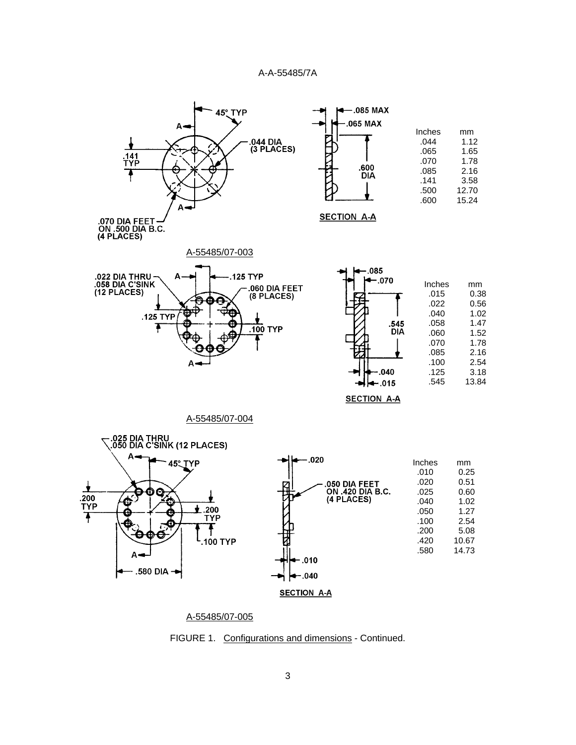A-A-55485/7A

.085 MAX

.065 MAX

45° TYP

A

.044 DIA (3 PLACES)

.141 TYP

.600 DIA

A

.070 DIA FEET ON .500 DIA B.C. (4 PLACES)

SECTION A-A

| Inches | mm |
|---|---|
| .044 | 1.12 |
| .065 | 1.65 |
| .070 | 1.78 |
| .085 | 2.16 |
| .141 | 3.58 |
| .500 | 12.70 |
| .600 | 15.24 |

A-55485/07-003

.022 DIA THRU .058 DIA C'SINK (12 PLACES)

A

.125 TYP

.060 DIA FEET (8 PLACES)

.125 TYP

.100 TYP

A

.085

.070

.545 DIA

.040

.015

SECTION A-A

| Inches | mm |
|---|---|
| .015 | 0.38 |
| .022 | 0.56 |
| .040 | 1.02 |
| .058 | 1.47 |
| .060 | 1.52 |
| .070 | 1.78 |
| .085 | 2.16 |
| .100 | 2.54 |
| .125 | 3.18 |
| .545 | 13.84 |

A-55485/07-004

.025 DIA THRU .050 DIA C'SINK (12 PLACES)

A

45° TYP

.200 TYP

.200 TYP

.100 TYP

A

.580 DIA

.020

.050 DIA FEET ON .420 DIA B.C. (4 PLACES)

.010

.040

SECTION A-A

| Inches | mm |
|---|---|
| .010 | 0.25 |
| .020 | 0.51 |
| .025 | 0.60 |
| .040 | 1.02 |
| .050 | 1.27 |
| .100 | 2.54 |
| .200 | 5.08 |
| .420 | 10.67 |
| .580 | 14.73 |

A-55485/07-005

FIGURE 1. Configurations and dimensions - Continued.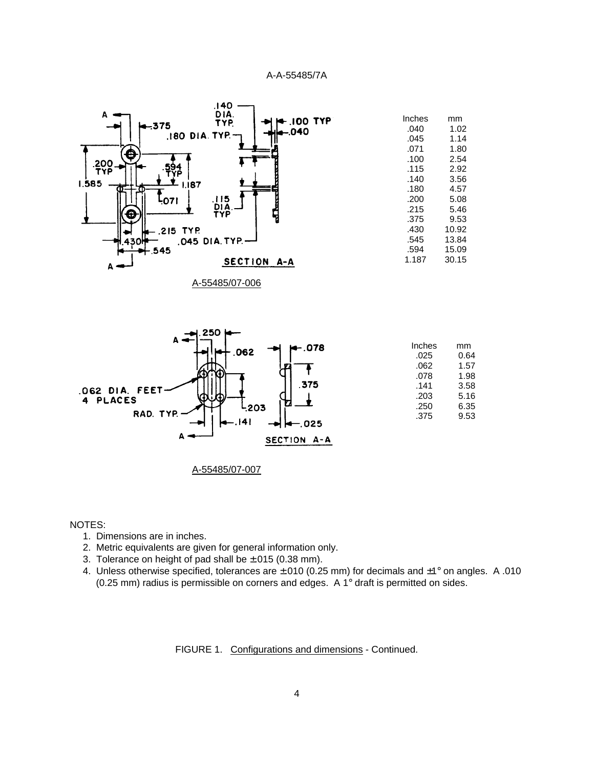| Inches | mm |
|---|---|
| .040 | 1.02 |
| .045 | 1.14 |
| .071 | 1.80 |
| .100 | 2.54 |
| .115 | 2.92 |
| .140 | 3.56 |
| .180 | 4.57 |
| .200 | 5.08 |
| .215 | 5.46 |
| .375 | 9.53 |
| .430 | 10.92 |
| .545 | 13.84 |
| .594 | 15.09 |
| 1.187 | 30.15 |

A-55485/07-006

| Inches | mm |
|---|---|
| .025 | 0.64 |
| .062 | 1.57 |
| .078 | 1.98 |
| .141 | 3.58 |
| .203 | 5.16 |
| .250 | 6.35 |
| .375 | 9.53 |

A-55485/07-007

NOTES:

1. Dimensions are in inches.
2. Metric equivalents are given for general information only.
3. Tolerance on height of pad shall be ±.015 (0.38 mm).
4. Unless otherwise specified, tolerances are ±.010 (0.25 mm) for decimals and ±1° on angles. A .010 (0.25 mm) radius is permissible on corners and edges. A 1° draft is permitted on sides.

FIGURE 1. Configurations and dimensions - Continued.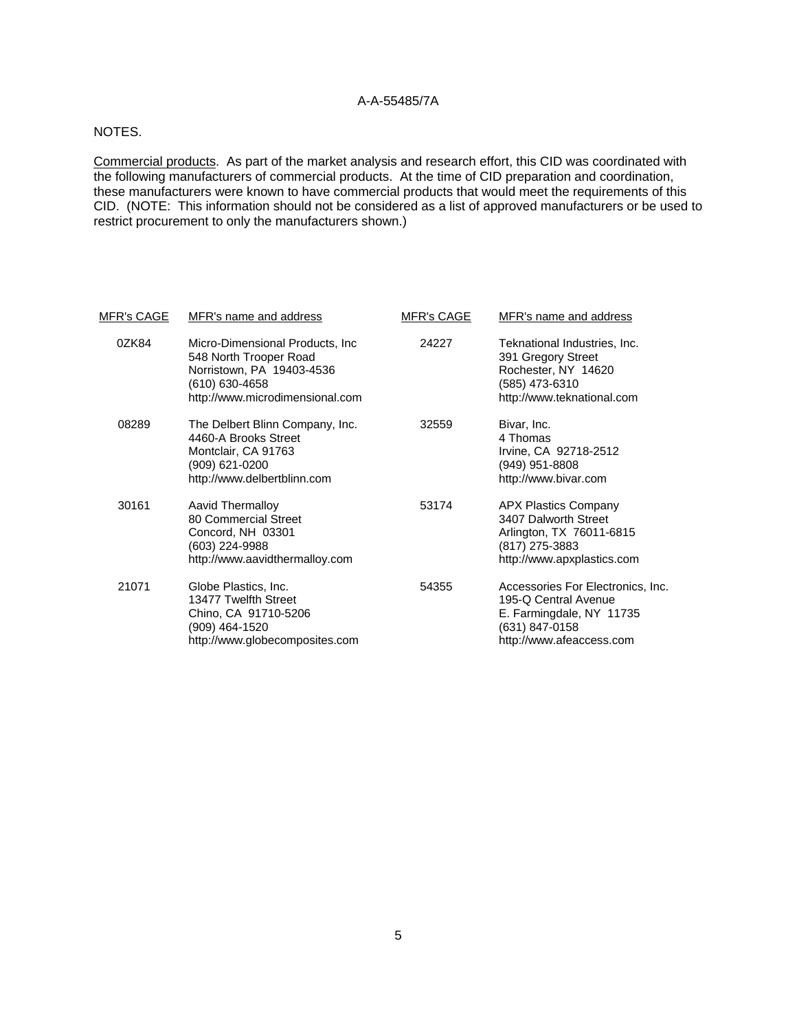NOTES.

Commercial products. As part of the market analysis and research effort, this CID was coordinated with the following manufacturers of commercial products. At the time of CID preparation and coordination, these manufacturers were known to have commercial products that would meet the requirements of this CID. (NOTE: This information should not be considered as a list of approved manufacturers or be used to restrict procurement to only the manufacturers shown.)

| MFR's CAGE | MFR's name and address | MFR's CAGE | MFR's name and address |
|---|---|---|---|
| 0ZK84 | Micro-Dimensional Products, Inc<br>548 North Trooper Road<br>Norristown, PA 19403-4536<br>(610) 630-4658<br>http://www.microdimensional.com | 24227 | Teknational Industries, Inc.<br>391 Gregory Street<br>Rochester, NY 14620<br>(585) 473-6310<br>http://www.teknational.com |
| 08289 | The Delbert Blinn Company, Inc.<br>4460-A Brooks Street<br>Montclair, CA 91763<br>(909) 621-0200<br>http://www.delbertblinn.com | 32559 | Bivar, Inc.<br>4 Thomas<br>Irvine, CA 92718-2512<br>(949) 951-8808<br>http://www.bivar.com |
| 30161 | Aavid Thermalloy<br>80 Commercial Street<br>Concord, NH 03301<br>(603) 224-9988<br>http://www.aavidthermalloy.com | 53174 | APX Plastics Company<br>3407 Dalworth Street<br>Arlington, TX 76011-6815<br>(817) 275-3883<br>http://www.apxplastics.com |
| 21071 | Globe Plastics, Inc.<br>13477 Twelfth Street<br>Chino, CA 91710-5206<br>(909) 464-1520<br>http://www.globecomposites.com | 54355 | Accessories For Electronics, Inc.<br>195-Q Central Avenue<br>E. Farmingdale, NY 11735<br>(631) 847-0158<br>http://www.afeaccess.com |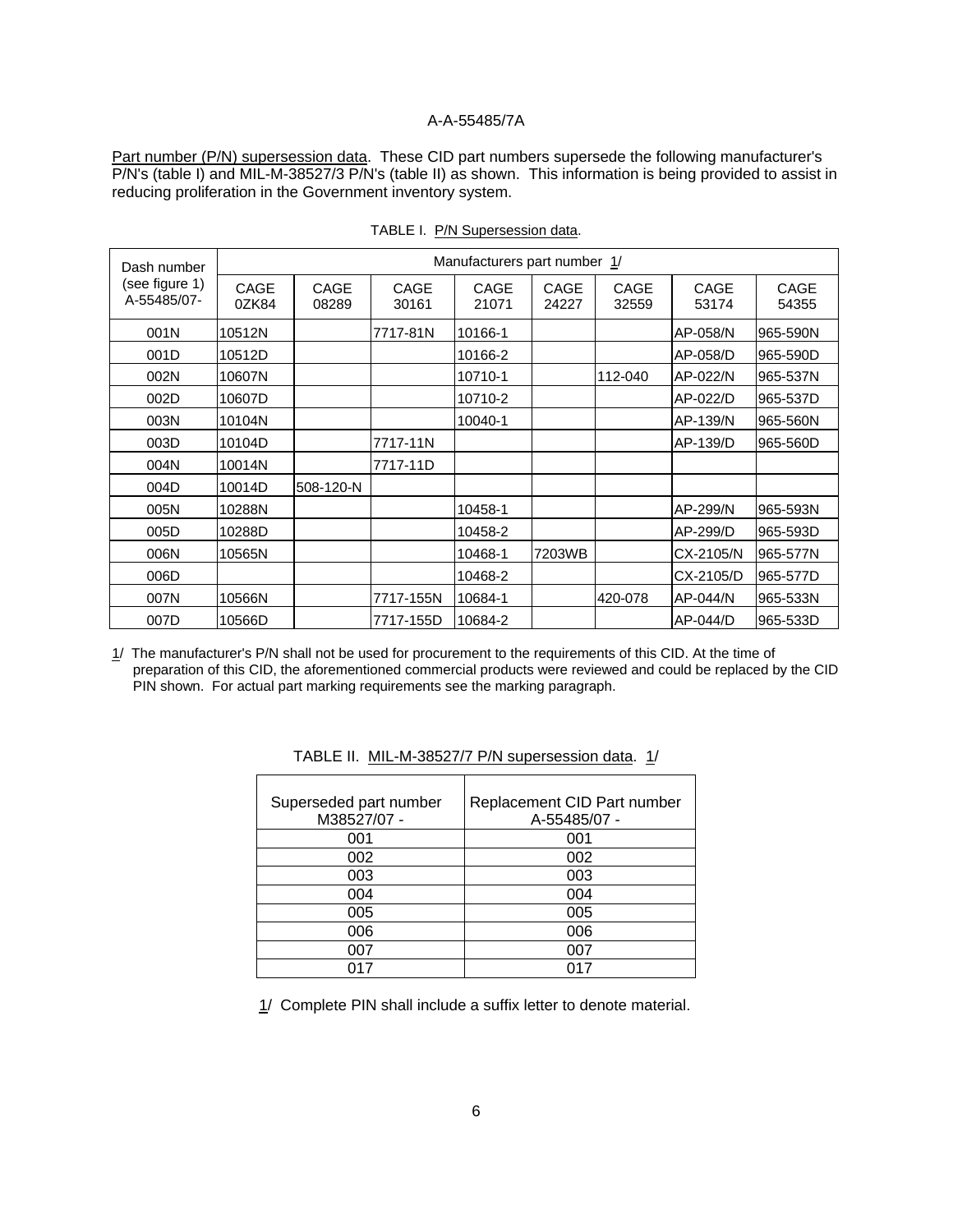Part number (P/N) supersession data. These CID part numbers supersede the following manufacturer's P/N's (table I) and MIL-M-38527/3 P/N's (table II) as shown. This information is being provided to assist in reducing proliferation in the Government inventory system.

TABLE I. P/N Supersession data.

| Dash number (see figure 1) A-55485/07- | Manufacturers part number 1/ | | | | | | | |
|---|---|---|---|---|---|---|---|---|
| | CAGE 0ZK84 | CAGE 08289 | CAGE 30161 | CAGE 21071 | CAGE 24227 | CAGE 32559 | CAGE 53174 | CAGE 54355 |
| 001N | 10512N | | 7717-81N | 10166-1 | | | AP-058/N | 965-590N |
| 001D | 10512D | | | 10166-2 | | | AP-058/D | 965-590D |
| 002N | 10607N | | | 10710-1 | | 112-040 | AP-022/N | 965-537N |
| 002D | 10607D | | | 10710-2 | | | AP-022/D | 965-537D |
| 003N | 10104N | | | 10040-1 | | | AP-139/N | 965-560N |
| 003D | 10104D | | 7717-11N | | | | AP-139/D | 965-560D |
| 004N | 10014N | | 7717-11D | | | | | |
| 004D | 10014D | 508-120-N | | | | | | |
| 005N | 10288N | | | 10458-1 | | | AP-299/N | 965-593N |
| 005D | 10288D | | | 10458-2 | | | AP-299/D | 965-593D |
| 006N | 10565N | | | 10468-1 | 7203WB | | CX-2105/N | 965-577N |
| 006D | | | | 10468-2 | | | CX-2105/D | 965-577D |
| 007N | 10566N | | 7717-155N | 10684-1 | | 420-078 | AP-044/N | 965-533N |
| 007D | 10566D | | 7717-155D | 10684-2 | | | AP-044/D | 965-533D |

1/ The manufacturer's P/N shall not be used for procurement to the requirements of this CID. At the time of preparation of this CID, the aforementioned commercial products were reviewed and could be replaced by the CID PIN shown. For actual part marking requirements see the marking paragraph.

TABLE II. MIL-M-38527/7 P/N supersession data. 1/

| Superseded part number M38527/07 - | Replacement CID Part number A-55485/07 - |
|---|---|
| 001 | 001 |
| 002 | 002 |
| 003 | 003 |
| 004 | 004 |
| 005 | 005 |
| 006 | 006 |
| 007 | 007 |
| 017 | 017 |

1/ Complete PIN shall include a suffix letter to denote material.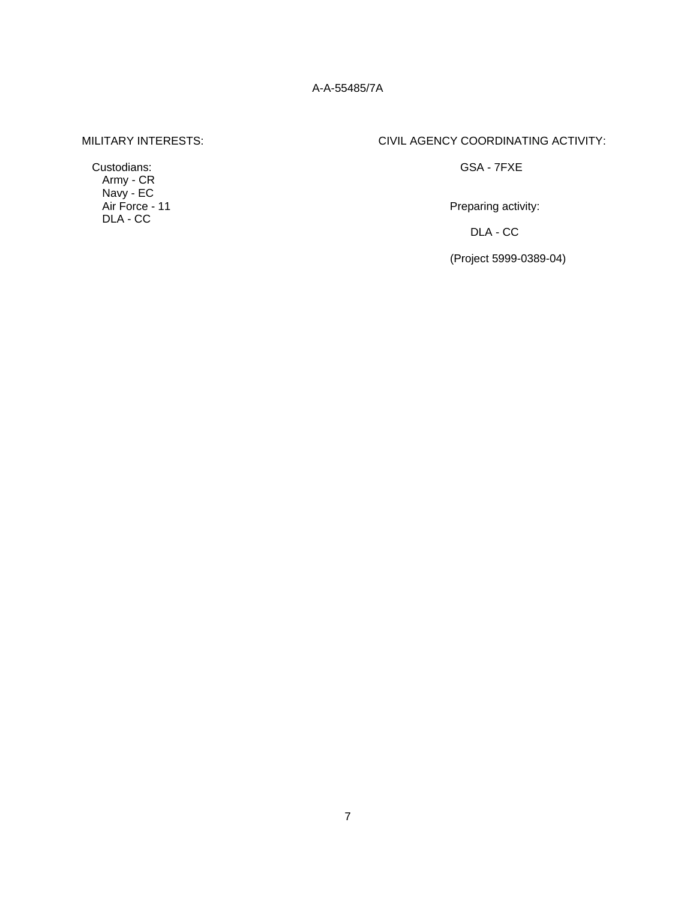MILITARY INTERESTS:

Custodians:
Army - CR
Navy - EC
Air Force - 11
DLA - CC

CIVIL AGENCY COORDINATING ACTIVITY:

GSA - 7FXE

Preparing activity:

DLA - CC

(Project 5999-0389-04)